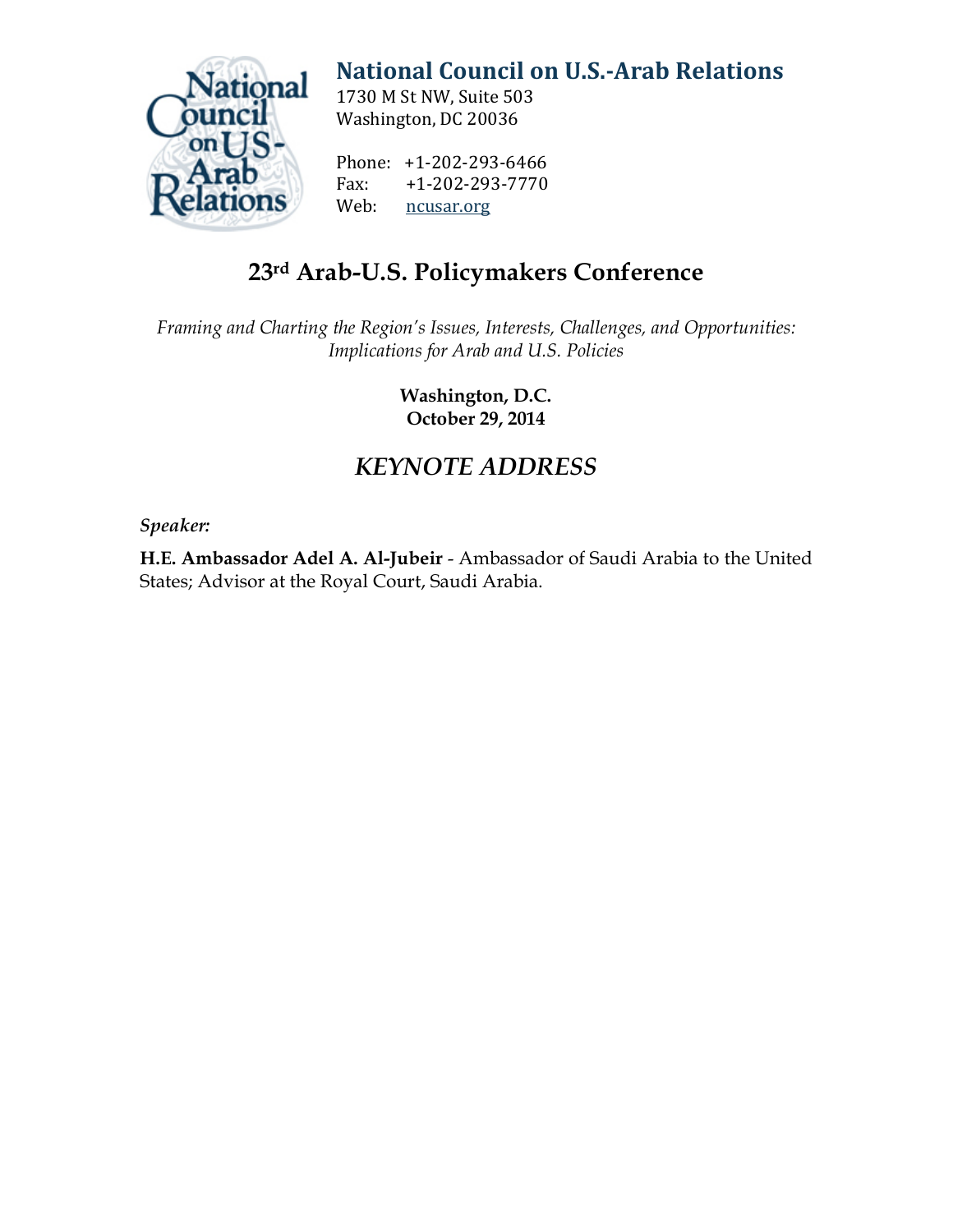# National Council on U.S.-Arab Relations

1730 M St NW, Suite 503
Washington, DC 20036

Phone: +1-202-293-6466
Fax: +1-202-293-7770
Web: ncusar.org

## 23rd Arab-U.S. Policymakers Conference

*Framing and Charting the Region's Issues, Interests, Challenges, and Opportunities: Implications for Arab and U.S. Policies*

**Washington, D.C.**
**October 29, 2014**

## *KEYNOTE ADDRESS*

***Speaker:***

**H.E. Ambassador Adel A. Al-Jubeir** - Ambassador of Saudi Arabia to the United States; Advisor at the Royal Court, Saudi Arabia.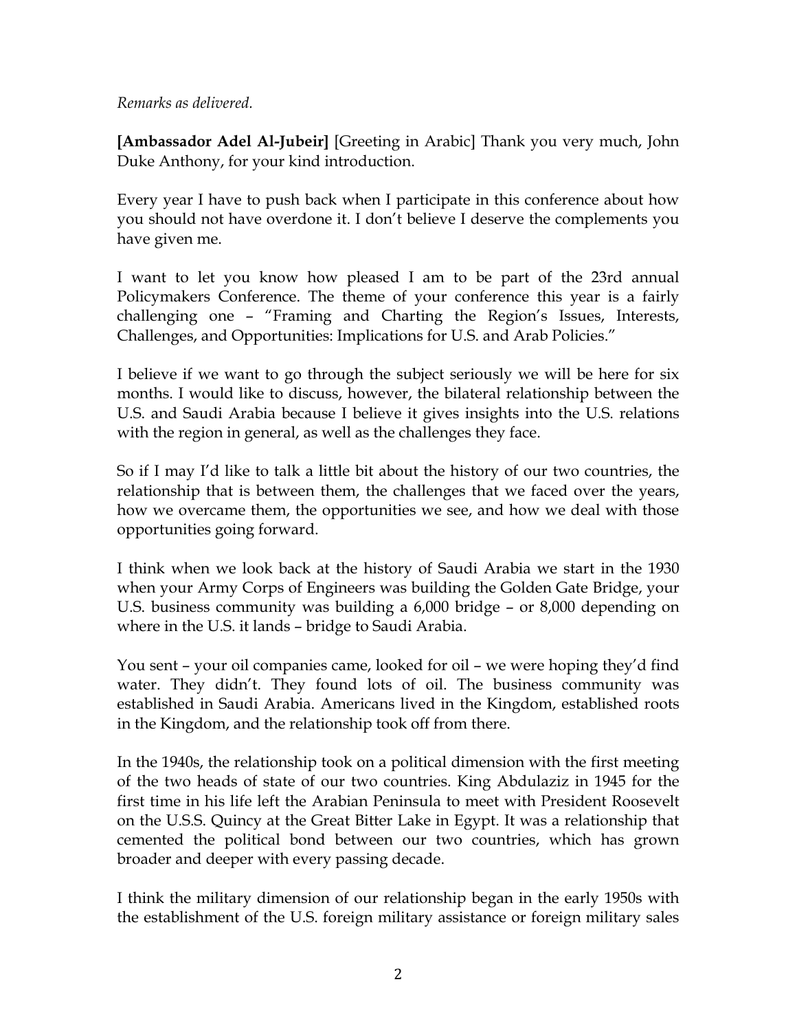*Remarks as delivered.*

**[Ambassador Adel Al-Jubeir]** [Greeting in Arabic] Thank you very much, John Duke Anthony, for your kind introduction.

Every year I have to push back when I participate in this conference about how you should not have overdone it. I don't believe I deserve the complements you have given me.

I want to let you know how pleased I am to be part of the 23rd annual Policymakers Conference. The theme of your conference this year is a fairly challenging one – "Framing and Charting the Region's Issues, Interests, Challenges, and Opportunities: Implications for U.S. and Arab Policies."

I believe if we want to go through the subject seriously we will be here for six months. I would like to discuss, however, the bilateral relationship between the U.S. and Saudi Arabia because I believe it gives insights into the U.S. relations with the region in general, as well as the challenges they face.

So if I may I'd like to talk a little bit about the history of our two countries, the relationship that is between them, the challenges that we faced over the years, how we overcame them, the opportunities we see, and how we deal with those opportunities going forward.

I think when we look back at the history of Saudi Arabia we start in the 1930 when your Army Corps of Engineers was building the Golden Gate Bridge, your U.S. business community was building a 6,000 bridge – or 8,000 depending on where in the U.S. it lands – bridge to Saudi Arabia.

You sent – your oil companies came, looked for oil – we were hoping they'd find water. They didn't. They found lots of oil. The business community was established in Saudi Arabia. Americans lived in the Kingdom, established roots in the Kingdom, and the relationship took off from there.

In the 1940s, the relationship took on a political dimension with the first meeting of the two heads of state of our two countries. King Abdulaziz in 1945 for the first time in his life left the Arabian Peninsula to meet with President Roosevelt on the U.S.S. Quincy at the Great Bitter Lake in Egypt. It was a relationship that cemented the political bond between our two countries, which has grown broader and deeper with every passing decade.

I think the military dimension of our relationship began in the early 1950s with the establishment of the U.S. foreign military assistance or foreign military sales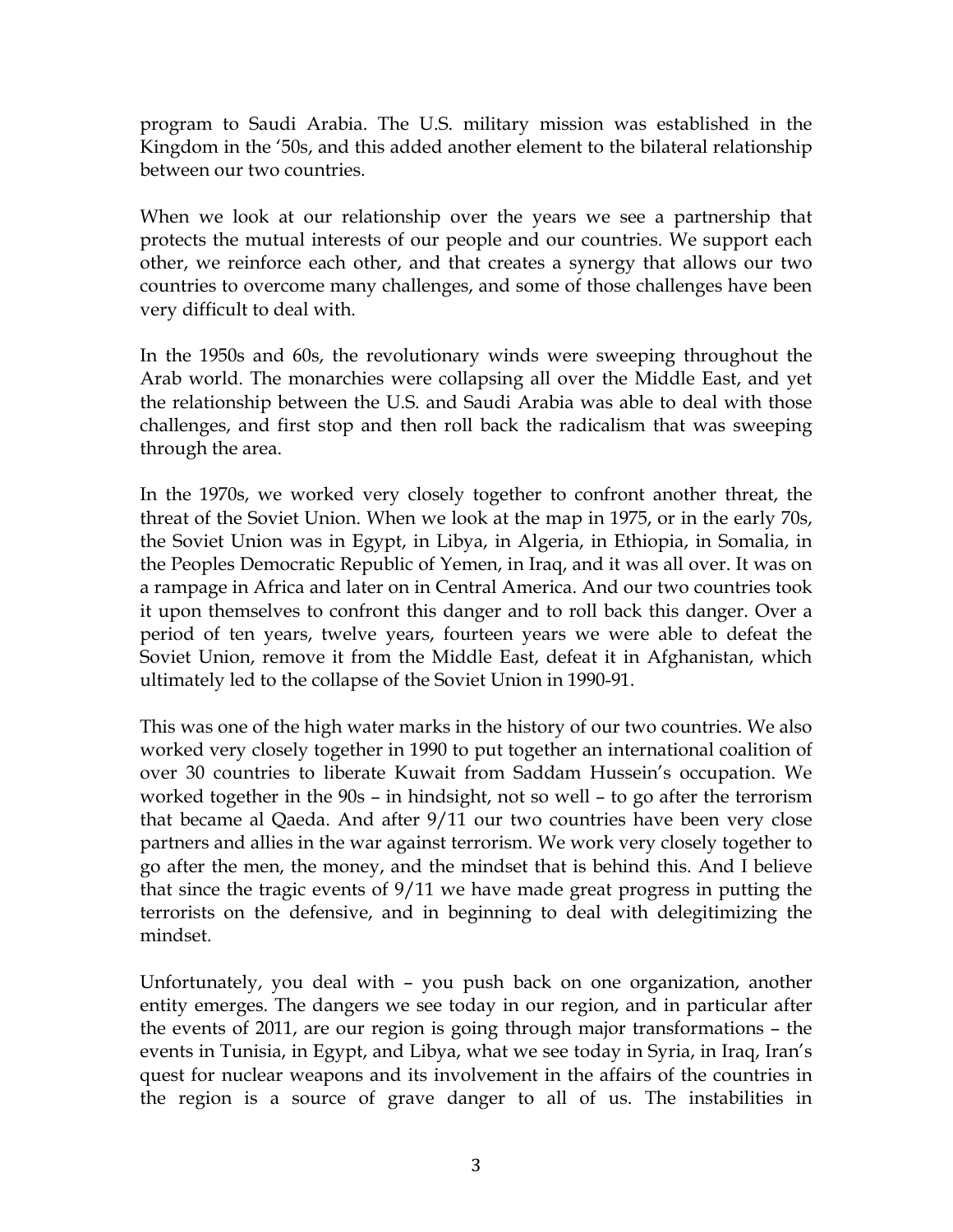program to Saudi Arabia. The U.S. military mission was established in the Kingdom in the '50s, and this added another element to the bilateral relationship between our two countries.

When we look at our relationship over the years we see a partnership that protects the mutual interests of our people and our countries. We support each other, we reinforce each other, and that creates a synergy that allows our two countries to overcome many challenges, and some of those challenges have been very difficult to deal with.

In the 1950s and 60s, the revolutionary winds were sweeping throughout the Arab world. The monarchies were collapsing all over the Middle East, and yet the relationship between the U.S. and Saudi Arabia was able to deal with those challenges, and first stop and then roll back the radicalism that was sweeping through the area.

In the 1970s, we worked very closely together to confront another threat, the threat of the Soviet Union. When we look at the map in 1975, or in the early 70s, the Soviet Union was in Egypt, in Libya, in Algeria, in Ethiopia, in Somalia, in the Peoples Democratic Republic of Yemen, in Iraq, and it was all over. It was on a rampage in Africa and later on in Central America. And our two countries took it upon themselves to confront this danger and to roll back this danger. Over a period of ten years, twelve years, fourteen years we were able to defeat the Soviet Union, remove it from the Middle East, defeat it in Afghanistan, which ultimately led to the collapse of the Soviet Union in 1990-91.

This was one of the high water marks in the history of our two countries. We also worked very closely together in 1990 to put together an international coalition of over 30 countries to liberate Kuwait from Saddam Hussein's occupation. We worked together in the 90s – in hindsight, not so well – to go after the terrorism that became al Qaeda. And after 9/11 our two countries have been very close partners and allies in the war against terrorism. We work very closely together to go after the men, the money, and the mindset that is behind this. And I believe that since the tragic events of 9/11 we have made great progress in putting the terrorists on the defensive, and in beginning to deal with delegitimizing the mindset.

Unfortunately, you deal with – you push back on one organization, another entity emerges. The dangers we see today in our region, and in particular after the events of 2011, are our region is going through major transformations – the events in Tunisia, in Egypt, and Libya, what we see today in Syria, in Iraq, Iran's quest for nuclear weapons and its involvement in the affairs of the countries in the region is a source of grave danger to all of us. The instabilities in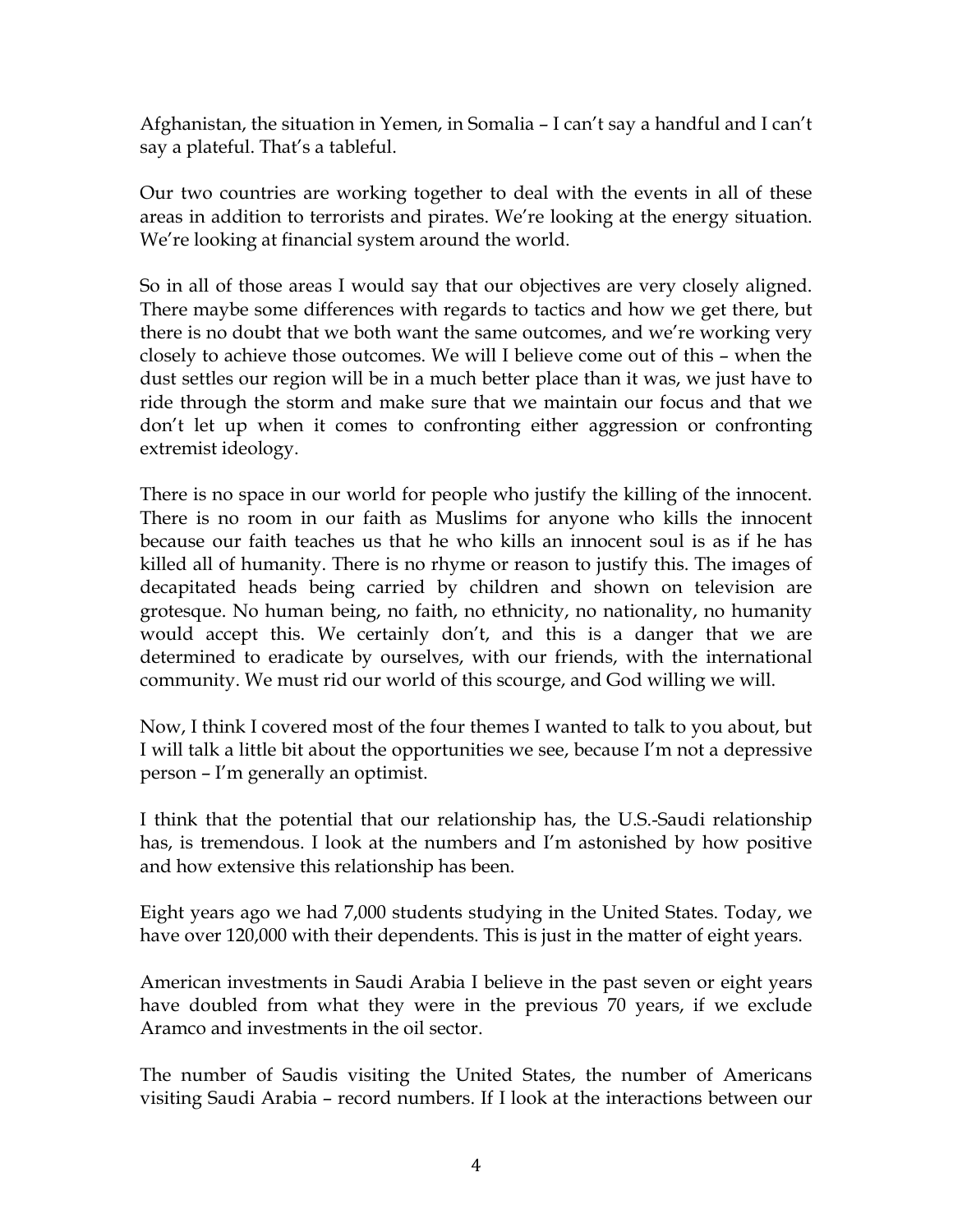Afghanistan, the situation in Yemen, in Somalia – I can't say a handful and I can't say a plateful. That's a tableful.

Our two countries are working together to deal with the events in all of these areas in addition to terrorists and pirates. We're looking at the energy situation. We're looking at financial system around the world.

So in all of those areas I would say that our objectives are very closely aligned. There maybe some differences with regards to tactics and how we get there, but there is no doubt that we both want the same outcomes, and we're working very closely to achieve those outcomes. We will I believe come out of this – when the dust settles our region will be in a much better place than it was, we just have to ride through the storm and make sure that we maintain our focus and that we don't let up when it comes to confronting either aggression or confronting extremist ideology.

There is no space in our world for people who justify the killing of the innocent. There is no room in our faith as Muslims for anyone who kills the innocent because our faith teaches us that he who kills an innocent soul is as if he has killed all of humanity. There is no rhyme or reason to justify this. The images of decapitated heads being carried by children and shown on television are grotesque. No human being, no faith, no ethnicity, no nationality, no humanity would accept this. We certainly don't, and this is a danger that we are determined to eradicate by ourselves, with our friends, with the international community. We must rid our world of this scourge, and God willing we will.

Now, I think I covered most of the four themes I wanted to talk to you about, but I will talk a little bit about the opportunities we see, because I'm not a depressive person – I'm generally an optimist.

I think that the potential that our relationship has, the U.S.-Saudi relationship has, is tremendous. I look at the numbers and I'm astonished by how positive and how extensive this relationship has been.

Eight years ago we had 7,000 students studying in the United States. Today, we have over 120,000 with their dependents. This is just in the matter of eight years.

American investments in Saudi Arabia I believe in the past seven or eight years have doubled from what they were in the previous 70 years, if we exclude Aramco and investments in the oil sector.

The number of Saudis visiting the United States, the number of Americans visiting Saudi Arabia – record numbers. If I look at the interactions between our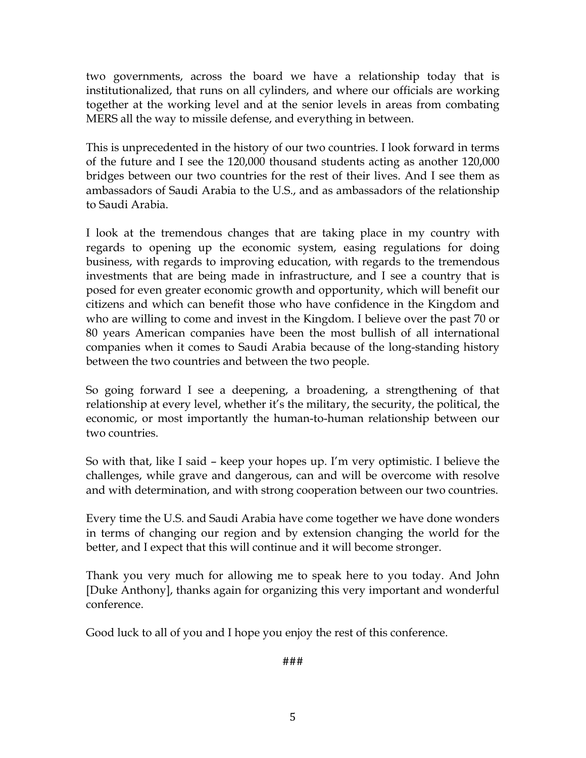two governments, across the board we have a relationship today that is institutionalized, that runs on all cylinders, and where our officials are working together at the working level and at the senior levels in areas from combating MERS all the way to missile defense, and everything in between.

This is unprecedented in the history of our two countries. I look forward in terms of the future and I see the 120,000 thousand students acting as another 120,000 bridges between our two countries for the rest of their lives. And I see them as ambassadors of Saudi Arabia to the U.S., and as ambassadors of the relationship to Saudi Arabia.

I look at the tremendous changes that are taking place in my country with regards to opening up the economic system, easing regulations for doing business, with regards to improving education, with regards to the tremendous investments that are being made in infrastructure, and I see a country that is posed for even greater economic growth and opportunity, which will benefit our citizens and which can benefit those who have confidence in the Kingdom and who are willing to come and invest in the Kingdom. I believe over the past 70 or 80 years American companies have been the most bullish of all international companies when it comes to Saudi Arabia because of the long-standing history between the two countries and between the two people.

So going forward I see a deepening, a broadening, a strengthening of that relationship at every level, whether it's the military, the security, the political, the economic, or most importantly the human-to-human relationship between our two countries.

So with that, like I said – keep your hopes up. I'm very optimistic. I believe the challenges, while grave and dangerous, can and will be overcome with resolve and with determination, and with strong cooperation between our two countries.

Every time the U.S. and Saudi Arabia have come together we have done wonders in terms of changing our region and by extension changing the world for the better, and I expect that this will continue and it will become stronger.

Thank you very much for allowing me to speak here to you today. And John [Duke Anthony], thanks again for organizing this very important and wonderful conference.

Good luck to all of you and I hope you enjoy the rest of this conference.

###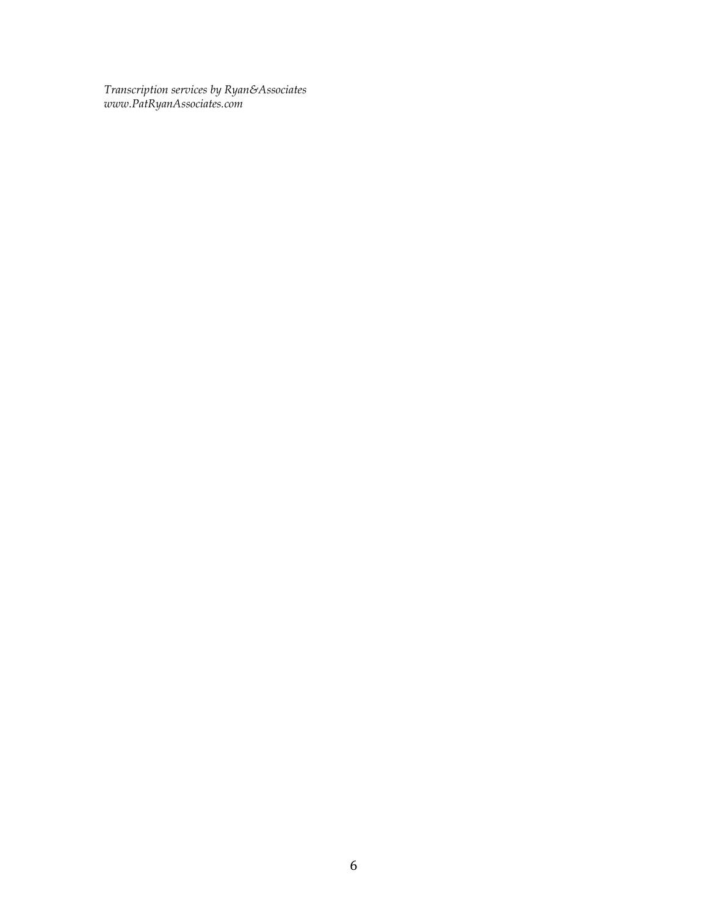*Transcription services by Ryan&Associates*
*www.PatRyanAssociates.com*